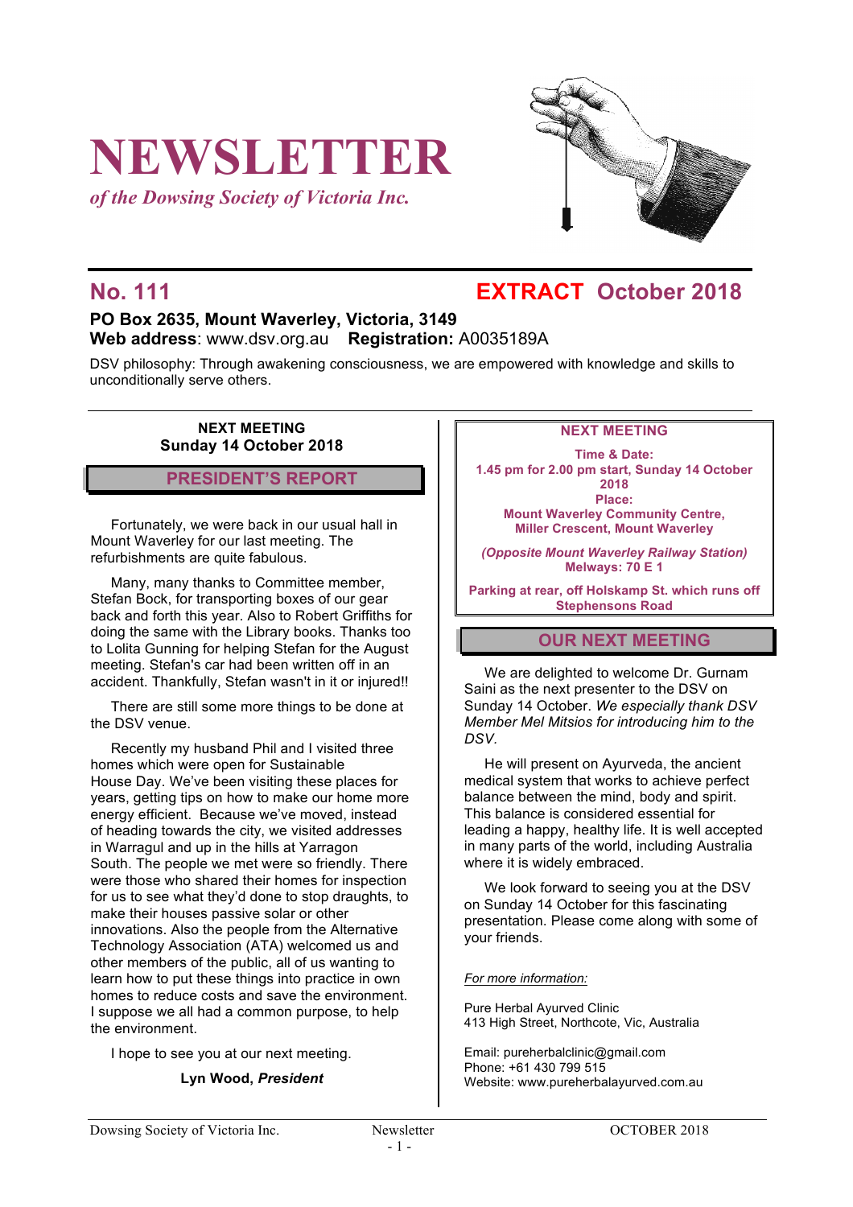# NEWSLETTER

*of the Dowsing Society of Victoria Inc.*

## No. 111 EXTRACT October 2018

**PO Box 2635, Mount Waverley, Victoria, 3149**
**Web address**: www.dsv.org.au **Registration:** A0035189A

DSV philosophy: Through awakening consciousness, we are empowered with knowledge and skills to unconditionally serve others.

**NEXT MEETING**
**Sunday 14 October 2018**

## PRESIDENT'S REPORT

Fortunately, we were back in our usual hall in Mount Waverley for our last meeting. The refurbishments are quite fabulous.

Many, many thanks to Committee member, Stefan Bock, for transporting boxes of our gear back and forth this year. Also to Robert Griffiths for doing the same with the Library books. Thanks too to Lolita Gunning for helping Stefan for the August meeting. Stefan's car had been written off in an accident. Thankfully, Stefan wasn't in it or injured!!

There are still some more things to be done at the DSV venue.

Recently my husband Phil and I visited three homes which were open for Sustainable House Day. We've been visiting these places for years, getting tips on how to make our home more energy efficient. Because we've moved, instead of heading towards the city, we visited addresses in Warragul and up in the hills at Yarragon South. The people we met were so friendly. There were those who shared their homes for inspection for us to see what they'd done to stop draughts, to make their houses passive solar or other innovations. Also the people from the Alternative Technology Association (ATA) welcomed us and other members of the public, all of us wanting to learn how to put these things into practice in own homes to reduce costs and save the environment. I suppose we all had a common purpose, to help the environment.

I hope to see you at our next meeting.

**Lyn Wood, *President***

**NEXT MEETING**

**Time & Date:**
**1.45 pm for 2.00 pm start, Sunday 14 October 2018**
**Place:**
**Mount Waverley Community Centre, Miller Crescent, Mount Waverley**

***(Opposite Mount Waverley Railway Station)***
**Melways: 70 E 1**

**Parking at rear, off Holskamp St. which runs off Stephensons Road**

## OUR NEXT MEETING

We are delighted to welcome Dr. Gurnam Saini as the next presenter to the DSV on Sunday 14 October. *We especially thank DSV Member Mel Mitsios for introducing him to the DSV.*

He will present on Ayurveda, the ancient medical system that works to achieve perfect balance between the mind, body and spirit. This balance is considered essential for leading a happy, healthy life. It is well accepted in many parts of the world, including Australia where it is widely embraced.

We look forward to seeing you at the DSV on Sunday 14 October for this fascinating presentation. Please come along with some of your friends.

*For more information:*

Pure Herbal Ayurved Clinic
413 High Street, Northcote, Vic, Australia

Email: pureherbalclinic@gmail.com
Phone: +61 430 799 515
Website: www.pureherbalayurved.com.au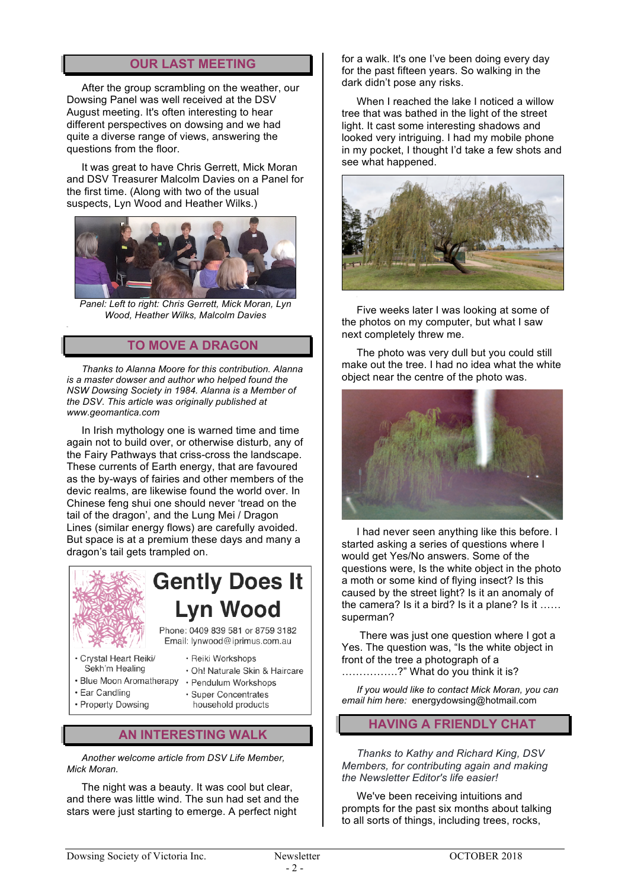## OUR LAST MEETING

After the group scrambling on the weather, our Dowsing Panel was well received at the DSV August meeting. It's often interesting to hear different perspectives on dowsing and we had quite a diverse range of views, answering the questions from the floor.

It was great to have Chris Gerrett, Mick Moran and DSV Treasurer Malcolm Davies on a Panel for the first time. (Along with two of the usual suspects, Lyn Wood and Heather Wilks.)

*Panel: Left to right: Chris Gerrett, Mick Moran, Lyn Wood, Heather Wilks, Malcolm Davies*

## TO MOVE A DRAGON

*Thanks to Alanna Moore for this contribution. Alanna is a master dowser and author who helped found the NSW Dowsing Society in 1984. Alanna is a Member of the DSV. This article was originally published at www.geomantica.com*

In Irish mythology one is warned time and time again not to build over, or otherwise disturb, any of the Fairy Pathways that criss-cross the landscape. These currents of Earth energy, that are favoured as the by-ways of fairies and other members of the devic realms, are likewise found the world over. In Chinese feng shui one should never 'tread on the tail of the dragon', and the Lung Mei / Dragon Lines (similar energy flows) are carefully avoided. But space is at a premium these days and many a dragon's tail gets trampled on.

**Gently Does It**
**Lyn Wood**

Phone: 0409 839 581 or 8759 3182
Email: lynwood@iprimus.com.au

- Crystal Heart Reiki/ Sekh'm Healing
- Blue Moon Aromatherapy
- Ear Candling
- Property Dowsing
- Reiki Workshops
- Oh! Naturale Skin & Haircare
- Pendulum Workshops
- Super Concentrates household products

## AN INTERESTING WALK

*Another welcome article from DSV Life Member, Mick Moran.*

The night was a beauty. It was cool but clear, and there was little wind. The sun had set and the stars were just starting to emerge. A perfect night for a walk. It's one I've been doing every day for the past fifteen years. So walking in the dark didn't pose any risks.

When I reached the lake I noticed a willow tree that was bathed in the light of the street light. It cast some interesting shadows and looked very intriguing. I had my mobile phone in my pocket, I thought I'd take a few shots and see what happened.

Five weeks later I was looking at some of the photos on my computer, but what I saw next completely threw me.

The photo was very dull but you could still make out the tree. I had no idea what the white object near the centre of the photo was.

I had never seen anything like this before. I started asking a series of questions where I would get Yes/No answers. Some of the questions were, Is the white object in the photo a moth or some kind of flying insect? Is this caused by the street light? Is it an anomaly of the camera? Is it a bird? Is it a plane? Is it …… superman?

There was just one question where I got a Yes. The question was, "Is the white object in front of the tree a photograph of a …………….?" What do you think it is?

*If you would like to contact Mick Moran, you can email him here:* energydowsing@hotmail.com

## HAVING A FRIENDLY CHAT

*Thanks to Kathy and Richard King, DSV Members, for contributing again and making the Newsletter Editor's life easier!*

We've been receiving intuitions and prompts for the past six months about talking to all sorts of things, including trees, rocks,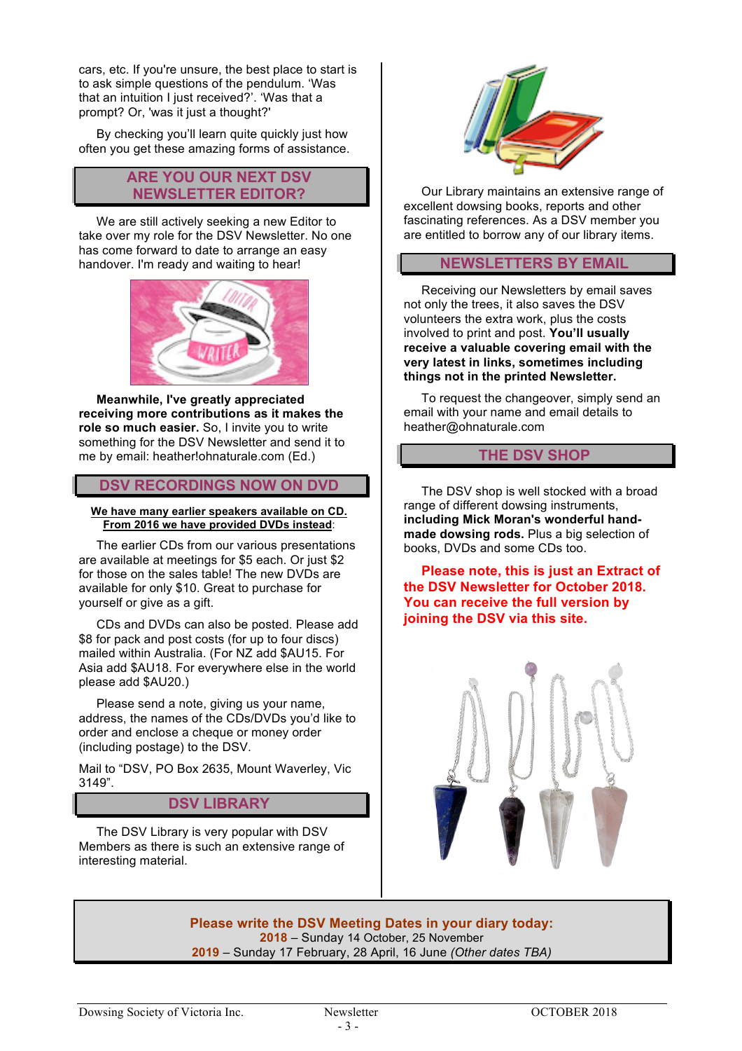cars, etc. If you're unsure, the best place to start is to ask simple questions of the pendulum. 'Was that an intuition I just received?'. 'Was that a prompt? Or, 'was it just a thought?'

By checking you'll learn quite quickly just how often you get these amazing forms of assistance.

## ARE YOU OUR NEXT DSV NEWSLETTER EDITOR?

We are still actively seeking a new Editor to take over my role for the DSV Newsletter. No one has come forward to date to arrange an easy handover. I'm ready and waiting to hear!

**Meanwhile, I've greatly appreciated receiving more contributions as it makes the role so much easier.** So, I invite you to write something for the DSV Newsletter and send it to me by email: heather!ohnaturale.com (Ed.)

## DSV RECORDINGS NOW ON DVD

**We have many earlier speakers available on CD. From 2016 we have provided DVDs instead:**

The earlier CDs from our various presentations are available at meetings for $5 each. Or just $2 for those on the sales table! The new DVDs are available for only $10. Great to purchase for yourself or give as a gift.

CDs and DVDs can also be posted. Please add $8 for pack and post costs (for up to four discs) mailed within Australia. (For NZ add $AU15. For Asia add $AU18. For everywhere else in the world please add $AU20.)

Please send a note, giving us your name, address, the names of the CDs/DVDs you'd like to order and enclose a cheque or money order (including postage) to the DSV.

Mail to "DSV, PO Box 2635, Mount Waverley, Vic 3149".

## DSV LIBRARY

The DSV Library is very popular with DSV Members as there is such an extensive range of interesting material.

Our Library maintains an extensive range of excellent dowsing books, reports and other fascinating references. As a DSV member you are entitled to borrow any of our library items.

## NEWSLETTERS BY EMAIL

Receiving our Newsletters by email saves not only the trees, it also saves the DSV volunteers the extra work, plus the costs involved to print and post. **You'll usually receive a valuable covering email with the very latest in links, sometimes including things not in the printed Newsletter.**

To request the changeover, simply send an email with your name and email details to heather@ohnaturale.com

## THE DSV SHOP

The DSV shop is well stocked with a broad range of different dowsing instruments, **including Mick Moran's wonderful hand-made dowsing rods.** Plus a big selection of books, DVDs and some CDs too.

**Please note, this is just an Extract of the DSV Newsletter for October 2018. You can receive the full version by joining the DSV via this site.**

**Please write the DSV Meeting Dates in your diary today:**
**2018** – Sunday 14 October, 25 November
**2019** – Sunday 17 February, 28 April, 16 June *(Other dates TBA)*